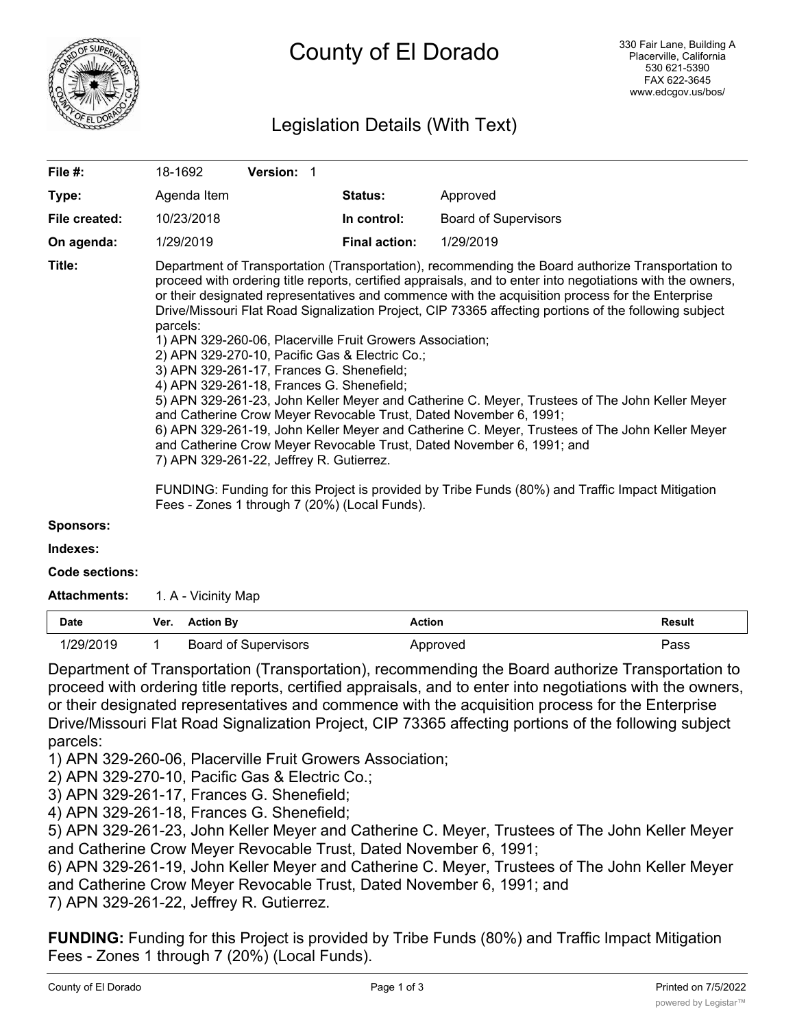# County of El Dorado

330 Fair Lane, Building A
Placerville, California
530 621-5390
FAX 622-3645
www.edcgov.us/bos/

## Legislation Details (With Text)

| | | | |
|---|---|---|---|
| **File #:** | 18-1692 **Version:** 1 | | |
| **Type:** | Agenda Item | **Status:** | Approved |
| **File created:** | 10/23/2018 | **In control:** | Board of Supervisors |
| **On agenda:** | 1/29/2019 | **Final action:** | 1/29/2019 |

**Title:** Department of Transportation (Transportation), recommending the Board authorize Transportation to proceed with ordering title reports, certified appraisals, and to enter into negotiations with the owners, or their designated representatives and commence with the acquisition process for the Enterprise Drive/Missouri Flat Road Signalization Project, CIP 73365 affecting portions of the following subject parcels:
1) APN 329-260-06, Placerville Fruit Growers Association;
2) APN 329-270-10, Pacific Gas & Electric Co.;
3) APN 329-261-17, Frances G. Shenefield;
4) APN 329-261-18, Frances G. Shenefield;
5) APN 329-261-23, John Keller Meyer and Catherine C. Meyer, Trustees of The John Keller Meyer and Catherine Crow Meyer Revocable Trust, Dated November 6, 1991;
6) APN 329-261-19, John Keller Meyer and Catherine C. Meyer, Trustees of The John Keller Meyer and Catherine Crow Meyer Revocable Trust, Dated November 6, 1991; and
7) APN 329-261-22, Jeffrey R. Gutierrez.

FUNDING: Funding for this Project is provided by Tribe Funds (80%) and Traffic Impact Mitigation Fees - Zones 1 through 7 (20%) (Local Funds).

**Sponsors:**

**Indexes:**

**Code sections:**

**Attachments:** 1. A - Vicinity Map

| Date | Ver. | Action By | Action | Result |
|---|---|---|---|---|
| 1/29/2019 | 1 | Board of Supervisors | Approved | Pass |

Department of Transportation (Transportation), recommending the Board authorize Transportation to proceed with ordering title reports, certified appraisals, and to enter into negotiations with the owners, or their designated representatives and commence with the acquisition process for the Enterprise Drive/Missouri Flat Road Signalization Project, CIP 73365 affecting portions of the following subject parcels:
1) APN 329-260-06, Placerville Fruit Growers Association;
2) APN 329-270-10, Pacific Gas & Electric Co.;
3) APN 329-261-17, Frances G. Shenefield;
4) APN 329-261-18, Frances G. Shenefield;
5) APN 329-261-23, John Keller Meyer and Catherine C. Meyer, Trustees of The John Keller Meyer and Catherine Crow Meyer Revocable Trust, Dated November 6, 1991;
6) APN 329-261-19, John Keller Meyer and Catherine C. Meyer, Trustees of The John Keller Meyer and Catherine Crow Meyer Revocable Trust, Dated November 6, 1991; and
7) APN 329-261-22, Jeffrey R. Gutierrez.

**FUNDING:** Funding for this Project is provided by Tribe Funds (80%) and Traffic Impact Mitigation Fees - Zones 1 through 7 (20%) (Local Funds).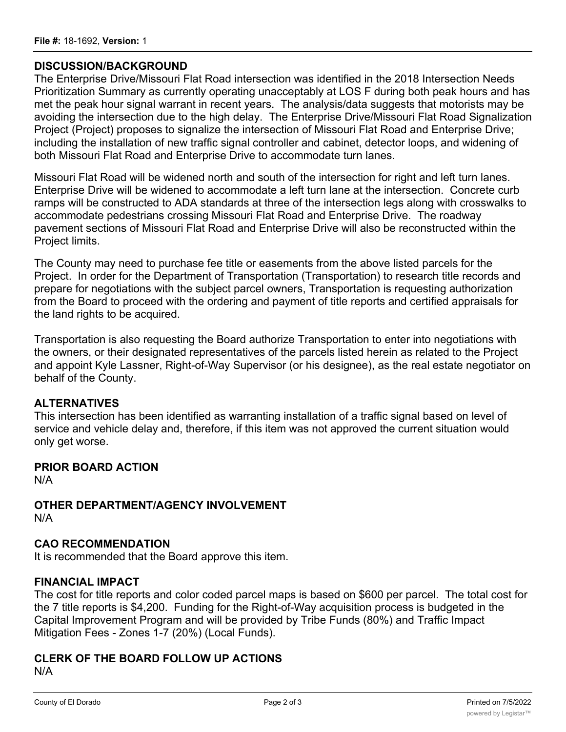## DISCUSSION/BACKGROUND

The Enterprise Drive/Missouri Flat Road intersection was identified in the 2018 Intersection Needs Prioritization Summary as currently operating unacceptably at LOS F during both peak hours and has met the peak hour signal warrant in recent years. The analysis/data suggests that motorists may be avoiding the intersection due to the high delay. The Enterprise Drive/Missouri Flat Road Signalization Project (Project) proposes to signalize the intersection of Missouri Flat Road and Enterprise Drive; including the installation of new traffic signal controller and cabinet, detector loops, and widening of both Missouri Flat Road and Enterprise Drive to accommodate turn lanes.

Missouri Flat Road will be widened north and south of the intersection for right and left turn lanes. Enterprise Drive will be widened to accommodate a left turn lane at the intersection. Concrete curb ramps will be constructed to ADA standards at three of the intersection legs along with crosswalks to accommodate pedestrians crossing Missouri Flat Road and Enterprise Drive. The roadway pavement sections of Missouri Flat Road and Enterprise Drive will also be reconstructed within the Project limits.

The County may need to purchase fee title or easements from the above listed parcels for the Project. In order for the Department of Transportation (Transportation) to research title records and prepare for negotiations with the subject parcel owners, Transportation is requesting authorization from the Board to proceed with the ordering and payment of title reports and certified appraisals for the land rights to be acquired.

Transportation is also requesting the Board authorize Transportation to enter into negotiations with the owners, or their designated representatives of the parcels listed herein as related to the Project and appoint Kyle Lassner, Right-of-Way Supervisor (or his designee), as the real estate negotiator on behalf of the County.

## ALTERNATIVES

This intersection has been identified as warranting installation of a traffic signal based on level of service and vehicle delay and, therefore, if this item was not approved the current situation would only get worse.

## PRIOR BOARD ACTION

N/A

## OTHER DEPARTMENT/AGENCY INVOLVEMENT

N/A

## CAO RECOMMENDATION

It is recommended that the Board approve this item.

## FINANCIAL IMPACT

The cost for title reports and color coded parcel maps is based on $600 per parcel. The total cost for the 7 title reports is $4,200. Funding for the Right-of-Way acquisition process is budgeted in the Capital Improvement Program and will be provided by Tribe Funds (80%) and Traffic Impact Mitigation Fees - Zones 1-7 (20%) (Local Funds).

## CLERK OF THE BOARD FOLLOW UP ACTIONS

N/A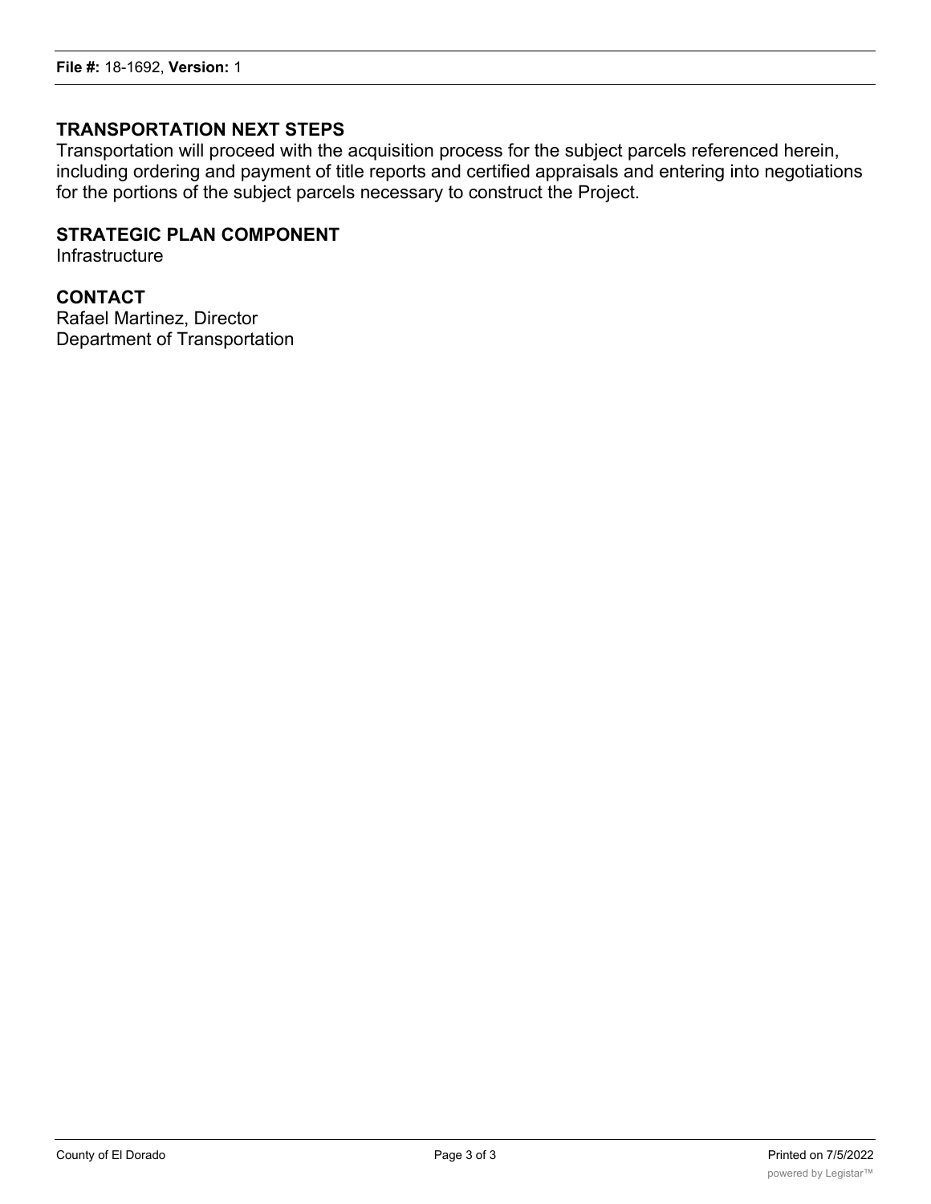## TRANSPORTATION NEXT STEPS

Transportation will proceed with the acquisition process for the subject parcels referenced herein, including ordering and payment of title reports and certified appraisals and entering into negotiations for the portions of the subject parcels necessary to construct the Project.

## STRATEGIC PLAN COMPONENT

Infrastructure

## CONTACT

Rafael Martinez, Director
Department of Transportation